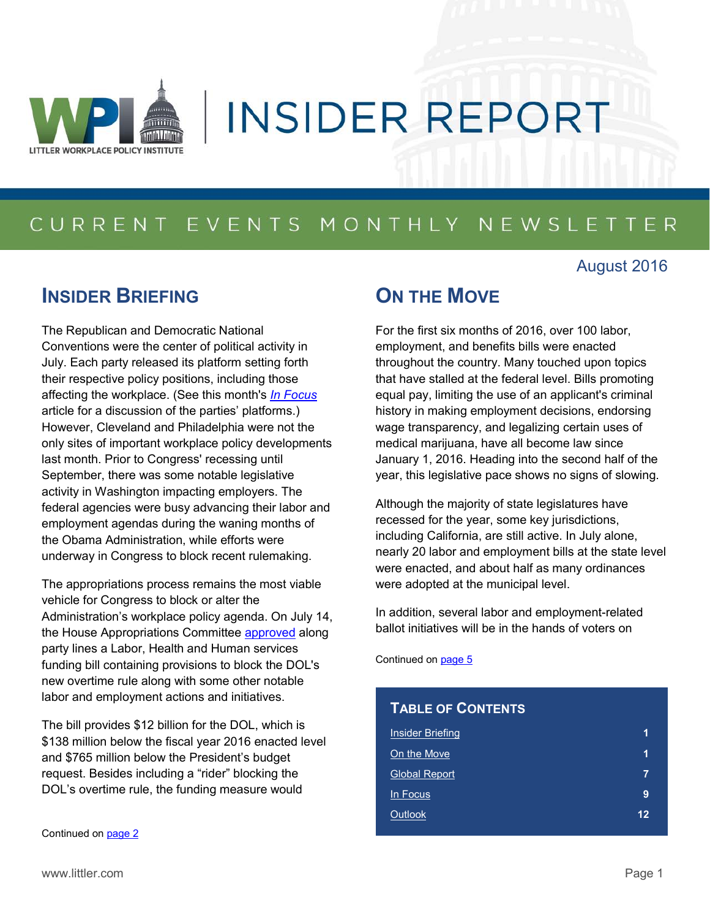# INSIDER REPORT

LITTLER WORKPLACE POLICY INSTITUTE

CURRENT EVENTS MONTHLY NEWSLETTER

August 2016

## INSIDER BRIEFING

The Republican and Democratic National Conventions were the center of political activity in July. Each party released its platform setting forth their respective policy positions, including those affecting the workplace. (See this month's *In Focus* article for a discussion of the parties' platforms.) However, Cleveland and Philadelphia were not the only sites of important workplace policy developments last month. Prior to Congress' recessing until September, there was some notable legislative activity in Washington impacting employers. The federal agencies were busy advancing their labor and employment agendas during the waning months of the Obama Administration, while efforts were underway in Congress to block recent rulemaking.

The appropriations process remains the most viable vehicle for Congress to block or alter the Administration's workplace policy agenda. On July 14, the House Appropriations Committee approved along party lines a Labor, Health and Human services funding bill containing provisions to block the DOL's new overtime rule along with some other notable labor and employment actions and initiatives.

The bill provides $12 billion for the DOL, which is $138 million below the fiscal year 2016 enacted level and $765 million below the President's budget request. Besides including a "rider" blocking the DOL's overtime rule, the funding measure would

Continued on page 2

## ON THE MOVE

For the first six months of 2016, over 100 labor, employment, and benefits bills were enacted throughout the country. Many touched upon topics that have stalled at the federal level. Bills promoting equal pay, limiting the use of an applicant's criminal history in making employment decisions, endorsing wage transparency, and legalizing certain uses of medical marijuana, have all become law since January 1, 2016. Heading into the second half of the year, this legislative pace shows no signs of slowing.

Although the majority of state legislatures have recessed for the year, some key jurisdictions, including California, are still active. In July alone, nearly 20 labor and employment bills at the state level were enacted, and about half as many ordinances were adopted at the municipal level.

In addition, several labor and employment-related ballot initiatives will be in the hands of voters on

Continued on page 5

### TABLE OF CONTENTS

| Section | Page |
|---|---|
| Insider Briefing | 1 |
| On the Move | 1 |
| Global Report | 7 |
| In Focus | 9 |
| Outlook | 12 |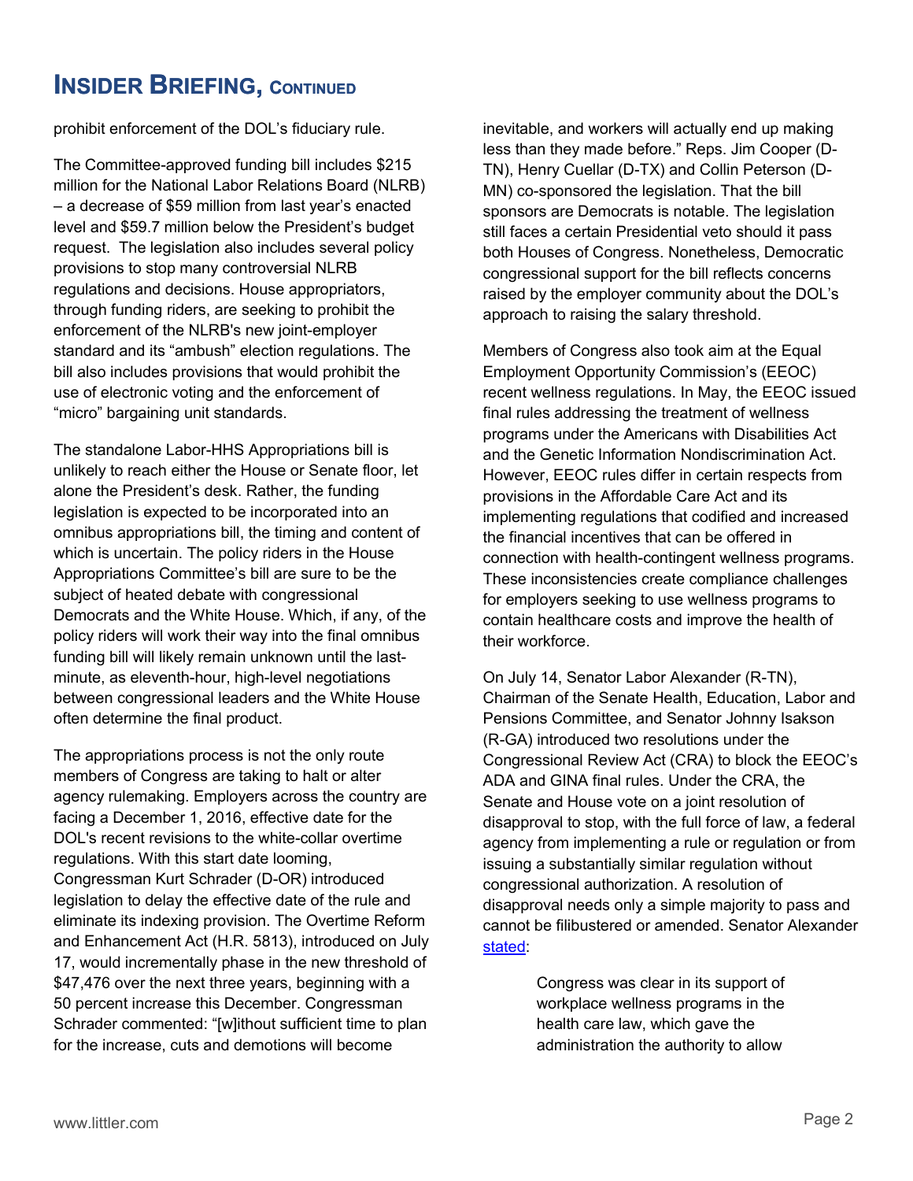## INSIDER BRIEFING, CONTINUED

prohibit enforcement of the DOL's fiduciary rule.

The Committee-approved funding bill includes $215 million for the National Labor Relations Board (NLRB) – a decrease of $59 million from last year's enacted level and $59.7 million below the President's budget request. The legislation also includes several policy provisions to stop many controversial NLRB regulations and decisions. House appropriators, through funding riders, are seeking to prohibit the enforcement of the NLRB's new joint-employer standard and its "ambush" election regulations. The bill also includes provisions that would prohibit the use of electronic voting and the enforcement of "micro" bargaining unit standards.

The standalone Labor-HHS Appropriations bill is unlikely to reach either the House or Senate floor, let alone the President's desk. Rather, the funding legislation is expected to be incorporated into an omnibus appropriations bill, the timing and content of which is uncertain. The policy riders in the House Appropriations Committee's bill are sure to be the subject of heated debate with congressional Democrats and the White House. Which, if any, of the policy riders will work their way into the final omnibus funding bill will likely remain unknown until the last-minute, as eleventh-hour, high-level negotiations between congressional leaders and the White House often determine the final product.

The appropriations process is not the only route members of Congress are taking to halt or alter agency rulemaking. Employers across the country are facing a December 1, 2016, effective date for the DOL's recent revisions to the white-collar overtime regulations. With this start date looming, Congressman Kurt Schrader (D-OR) introduced legislation to delay the effective date of the rule and eliminate its indexing provision. The Overtime Reform and Enhancement Act (H.R. 5813), introduced on July 17, would incrementally phase in the new threshold of $47,476 over the next three years, beginning with a 50 percent increase this December. Congressman Schrader commented: "[w]ithout sufficient time to plan for the increase, cuts and demotions will become inevitable, and workers will actually end up making less than they made before." Reps. Jim Cooper (D-TN), Henry Cuellar (D-TX) and Collin Peterson (D-MN) co-sponsored the legislation. That the bill sponsors are Democrats is notable. The legislation still faces a certain Presidential veto should it pass both Houses of Congress. Nonetheless, Democratic congressional support for the bill reflects concerns raised by the employer community about the DOL's approach to raising the salary threshold.

Members of Congress also took aim at the Equal Employment Opportunity Commission's (EEOC) recent wellness regulations. In May, the EEOC issued final rules addressing the treatment of wellness programs under the Americans with Disabilities Act and the Genetic Information Nondiscrimination Act. However, EEOC rules differ in certain respects from provisions in the Affordable Care Act and its implementing regulations that codified and increased the financial incentives that can be offered in connection with health-contingent wellness programs. These inconsistencies create compliance challenges for employers seeking to use wellness programs to contain healthcare costs and improve the health of their workforce.

On July 14, Senator Labor Alexander (R-TN), Chairman of the Senate Health, Education, Labor and Pensions Committee, and Senator Johnny Isakson (R-GA) introduced two resolutions under the Congressional Review Act (CRA) to block the EEOC's ADA and GINA final rules. Under the CRA, the Senate and House vote on a joint resolution of disapproval to stop, with the full force of law, a federal agency from implementing a rule or regulation or from issuing a substantially similar regulation without congressional authorization. A resolution of disapproval needs only a simple majority to pass and cannot be filibustered or amended. Senator Alexander stated:

> Congress was clear in its support of workplace wellness programs in the health care law, which gave the administration the authority to allow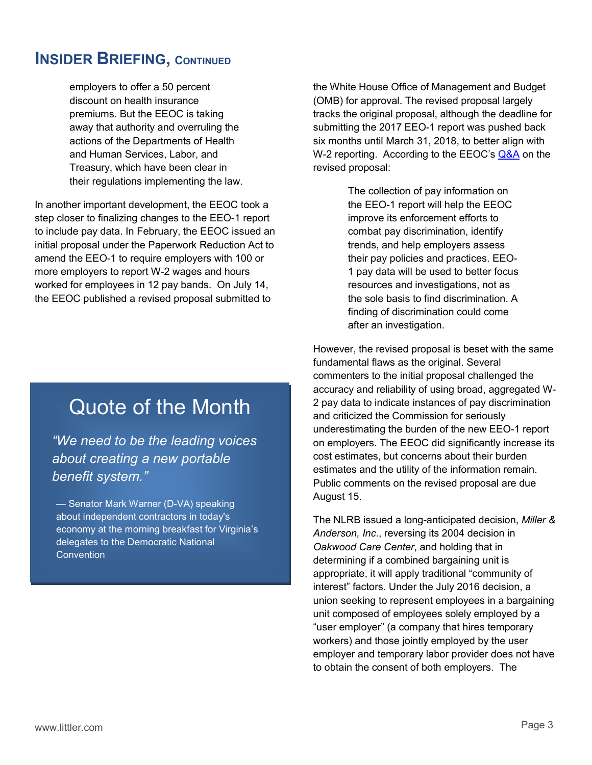## Insider Briefing, Continued

> employers to offer a 50 percent discount on health insurance premiums. But the EEOC is taking away that authority and overruling the actions of the Departments of Health and Human Services, Labor, and Treasury, which have been clear in their regulations implementing the law.

In another important development, the EEOC took a step closer to finalizing changes to the EEO-1 report to include pay data. In February, the EEOC issued an initial proposal under the Paperwork Reduction Act to amend the EEO-1 to require employers with 100 or more employers to report W-2 wages and hours worked for employees in 12 pay bands. On July 14, the EEOC published a revised proposal submitted to the White House Office of Management and Budget (OMB) for approval. The revised proposal largely tracks the original proposal, although the deadline for submitting the 2017 EEO-1 report was pushed back six months until March 31, 2018, to better align with W-2 reporting. According to the EEOC's Q&A on the revised proposal:

> The collection of pay information on the EEO-1 report will help the EEOC improve its enforcement efforts to combat pay discrimination, identify trends, and help employers assess their pay policies and practices. EEO-1 pay data will be used to better focus resources and investigations, not as the sole basis to find discrimination. A finding of discrimination could come after an investigation.

However, the revised proposal is beset with the same fundamental flaws as the original. Several commenters to the initial proposal challenged the accuracy and reliability of using broad, aggregated W-2 pay data to indicate instances of pay discrimination and criticized the Commission for seriously underestimating the burden of the new EEO-1 report on employers. The EEOC did significantly increase its cost estimates, but concerns about their burden estimates and the utility of the information remain. Public comments on the revised proposal are due August 15.

The NLRB issued a long-anticipated decision, *Miller & Anderson, Inc*., reversing its 2004 decision in *Oakwood Care Center*, and holding that in determining if a combined bargaining unit is appropriate, it will apply traditional "community of interest" factors. Under the July 2016 decision, a union seeking to represent employees in a bargaining unit composed of employees solely employed by a "user employer" (a company that hires temporary workers) and those jointly employed by the user employer and temporary labor provider does not have to obtain the consent of both employers. The

## Quote of the Month

*"We need to be the leading voices about creating a new portable benefit system."*

— Senator Mark Warner (D-VA) speaking about independent contractors in today's economy at the morning breakfast for Virginia's delegates to the Democratic National Convention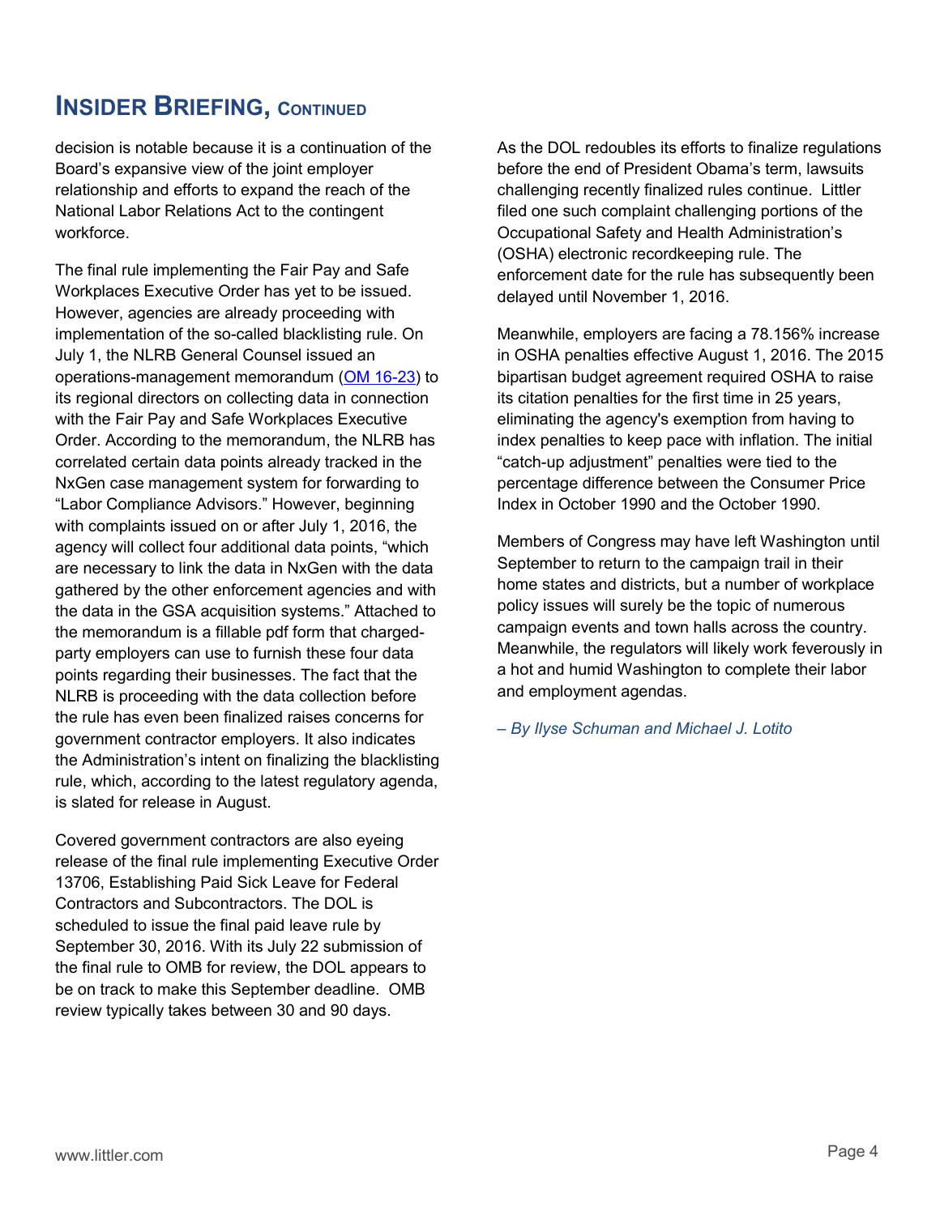## Insider Briefing, Continued

decision is notable because it is a continuation of the Board's expansive view of the joint employer relationship and efforts to expand the reach of the National Labor Relations Act to the contingent workforce.

The final rule implementing the Fair Pay and Safe Workplaces Executive Order has yet to be issued. However, agencies are already proceeding with implementation of the so-called blacklisting rule. On July 1, the NLRB General Counsel issued an operations-management memorandum (OM 16-23) to its regional directors on collecting data in connection with the Fair Pay and Safe Workplaces Executive Order. According to the memorandum, the NLRB has correlated certain data points already tracked in the NxGen case management system for forwarding to "Labor Compliance Advisors." However, beginning with complaints issued on or after July 1, 2016, the agency will collect four additional data points, "which are necessary to link the data in NxGen with the data gathered by the other enforcement agencies and with the data in the GSA acquisition systems." Attached to the memorandum is a fillable pdf form that charged-party employers can use to furnish these four data points regarding their businesses. The fact that the NLRB is proceeding with the data collection before the rule has even been finalized raises concerns for government contractor employers. It also indicates the Administration's intent on finalizing the blacklisting rule, which, according to the latest regulatory agenda, is slated for release in August.

Covered government contractors are also eyeing release of the final rule implementing Executive Order 13706, Establishing Paid Sick Leave for Federal Contractors and Subcontractors. The DOL is scheduled to issue the final paid leave rule by September 30, 2016. With its July 22 submission of the final rule to OMB for review, the DOL appears to be on track to make this September deadline. OMB review typically takes between 30 and 90 days.

As the DOL redoubles its efforts to finalize regulations before the end of President Obama's term, lawsuits challenging recently finalized rules continue. Littler filed one such complaint challenging portions of the Occupational Safety and Health Administration's (OSHA) electronic recordkeeping rule. The enforcement date for the rule has subsequently been delayed until November 1, 2016.

Meanwhile, employers are facing a 78.156% increase in OSHA penalties effective August 1, 2016. The 2015 bipartisan budget agreement required OSHA to raise its citation penalties for the first time in 25 years, eliminating the agency's exemption from having to index penalties to keep pace with inflation. The initial "catch-up adjustment" penalties were tied to the percentage difference between the Consumer Price Index in October 1990 and the October 1990.

Members of Congress may have left Washington until September to return to the campaign trail in their home states and districts, but a number of workplace policy issues will surely be the topic of numerous campaign events and town halls across the country. Meanwhile, the regulators will likely work feverously in a hot and humid Washington to complete their labor and employment agendas.

*– By Ilyse Schuman and Michael J. Lotito*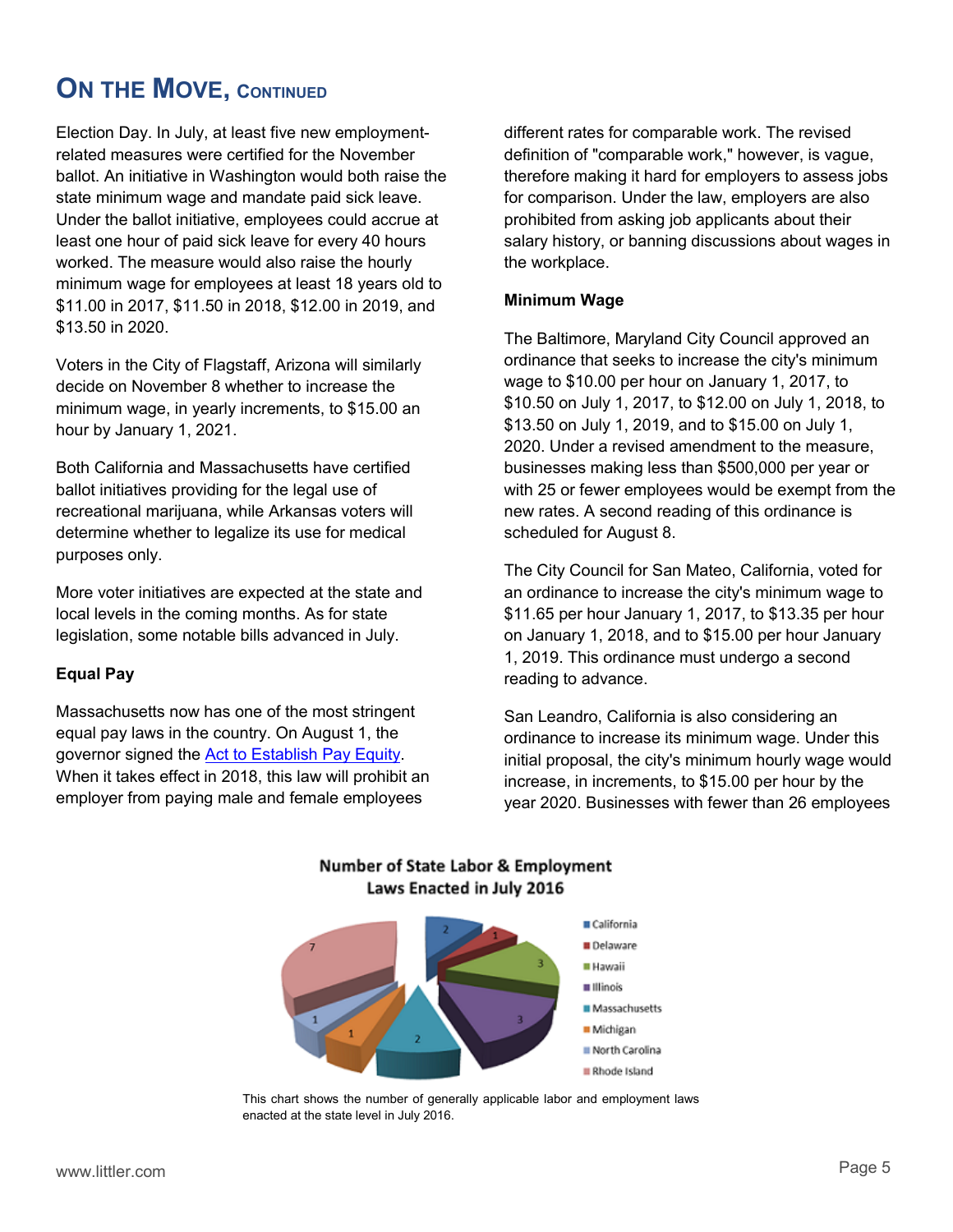## On the Move, Continued

Election Day. In July, at least five new employment-related measures were certified for the November ballot. An initiative in Washington would both raise the state minimum wage and mandate paid sick leave. Under the ballot initiative, employees could accrue at least one hour of paid sick leave for every 40 hours worked. The measure would also raise the hourly minimum wage for employees at least 18 years old to $11.00 in 2017, $11.50 in 2018, $12.00 in 2019, and $13.50 in 2020.

Voters in the City of Flagstaff, Arizona will similarly decide on November 8 whether to increase the minimum wage, in yearly increments, to $15.00 an hour by January 1, 2021.

Both California and Massachusetts have certified ballot initiatives providing for the legal use of recreational marijuana, while Arkansas voters will determine whether to legalize its use for medical purposes only.

More voter initiatives are expected at the state and local levels in the coming months. As for state legislation, some notable bills advanced in July.

**Equal Pay**

Massachusetts now has one of the most stringent equal pay laws in the country. On August 1, the governor signed the Act to Establish Pay Equity. When it takes effect in 2018, this law will prohibit an employer from paying male and female employees different rates for comparable work. The revised definition of "comparable work," however, is vague, therefore making it hard for employers to assess jobs for comparison. Under the law, employers are also prohibited from asking job applicants about their salary history, or banning discussions about wages in the workplace.

**Minimum Wage**

The Baltimore, Maryland City Council approved an ordinance that seeks to increase the city's minimum wage to $10.00 per hour on January 1, 2017, to $10.50 on July 1, 2017, to $12.00 on July 1, 2018, to $13.50 on July 1, 2019, and to $15.00 on July 1, 2020. Under a revised amendment to the measure, businesses making less than $500,000 per year or with 25 or fewer employees would be exempt from the new rates. A second reading of this ordinance is scheduled for August 8.

The City Council for San Mateo, California, voted for an ordinance to increase the city's minimum wage to $11.65 per hour January 1, 2017, to $13.35 per hour on January 1, 2018, and to $15.00 per hour January 1, 2019. This ordinance must undergo a second reading to advance.

San Leandro, California is also considering an ordinance to increase its minimum wage. Under this initial proposal, the city's minimum hourly wage would increase, in increments, to $15.00 per hour by the year 2020. Businesses with fewer than 26 employees

**Number of State Labor & Employment Laws Enacted in July 2016**

| State | Number of Laws |
|---|---|
| California | 2 |
| Delaware | 1 |
| Hawaii | 3 |
| Illinois | 3 |
| Massachusetts | 2 |
| Michigan | 1 |
| North Carolina | 1 |
| Rhode Island | 7 |

This chart shows the number of generally applicable labor and employment laws enacted at the state level in July 2016.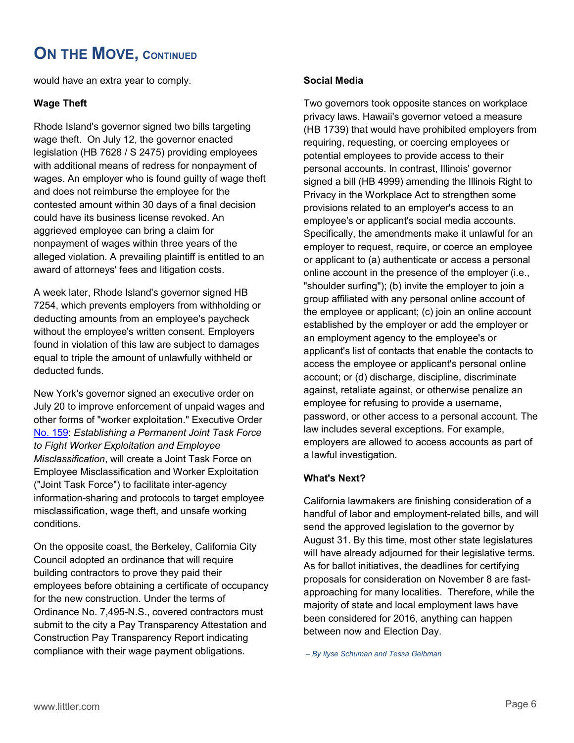## ON THE MOVE, CONTINUED

would have an extra year to comply.

**Wage Theft**

Rhode Island's governor signed two bills targeting wage theft. On July 12, the governor enacted legislation (HB 7628 / S 2475) providing employees with additional means of redress for nonpayment of wages. An employer who is found guilty of wage theft and does not reimburse the employee for the contested amount within 30 days of a final decision could have its business license revoked. An aggrieved employee can bring a claim for nonpayment of wages within three years of the alleged violation. A prevailing plaintiff is entitled to an award of attorneys' fees and litigation costs.

A week later, Rhode Island's governor signed HB 7254, which prevents employers from withholding or deducting amounts from an employee's paycheck without the employee's written consent. Employers found in violation of this law are subject to damages equal to triple the amount of unlawfully withheld or deducted funds.

New York's governor signed an executive order on July 20 to improve enforcement of unpaid wages and other forms of "worker exploitation." Executive Order No. 159: *Establishing a Permanent Joint Task Force to Fight Worker Exploitation and Employee Misclassification*, will create a Joint Task Force on Employee Misclassification and Worker Exploitation ("Joint Task Force") to facilitate inter-agency information-sharing and protocols to target employee misclassification, wage theft, and unsafe working conditions.

On the opposite coast, the Berkeley, California City Council adopted an ordinance that will require building contractors to prove they paid their employees before obtaining a certificate of occupancy for the new construction. Under the terms of Ordinance No. 7,495-N.S., covered contractors must submit to the city a Pay Transparency Attestation and Construction Pay Transparency Report indicating compliance with their wage payment obligations.

**Social Media**

Two governors took opposite stances on workplace privacy laws. Hawaii's governor vetoed a measure (HB 1739) that would have prohibited employers from requiring, requesting, or coercing employees or potential employees to provide access to their personal accounts. In contrast, Illinois' governor signed a bill (HB 4999) amending the Illinois Right to Privacy in the Workplace Act to strengthen some provisions related to an employer's access to an employee's or applicant's social media accounts. Specifically, the amendments make it unlawful for an employer to request, require, or coerce an employee or applicant to (a) authenticate or access a personal online account in the presence of the employer (i.e., "shoulder surfing"); (b) invite the employer to join a group affiliated with any personal online account of the employee or applicant; (c) join an online account established by the employer or add the employer or an employment agency to the employee's or applicant's list of contacts that enable the contacts to access the employee or applicant's personal online account; or (d) discharge, discipline, discriminate against, retaliate against, or otherwise penalize an employee for refusing to provide a username, password, or other access to a personal account. The law includes several exceptions. For example, employers are allowed to access accounts as part of a lawful investigation.

**What's Next?**

California lawmakers are finishing consideration of a handful of labor and employment-related bills, and will send the approved legislation to the governor by August 31. By this time, most other state legislatures will have already adjourned for their legislative terms. As for ballot initiatives, the deadlines for certifying proposals for consideration on November 8 are fast-approaching for many localities. Therefore, while the majority of state and local employment laws have been considered for 2016, anything can happen between now and Election Day.

*– By Ilyse Schuman and Tessa Gelbman*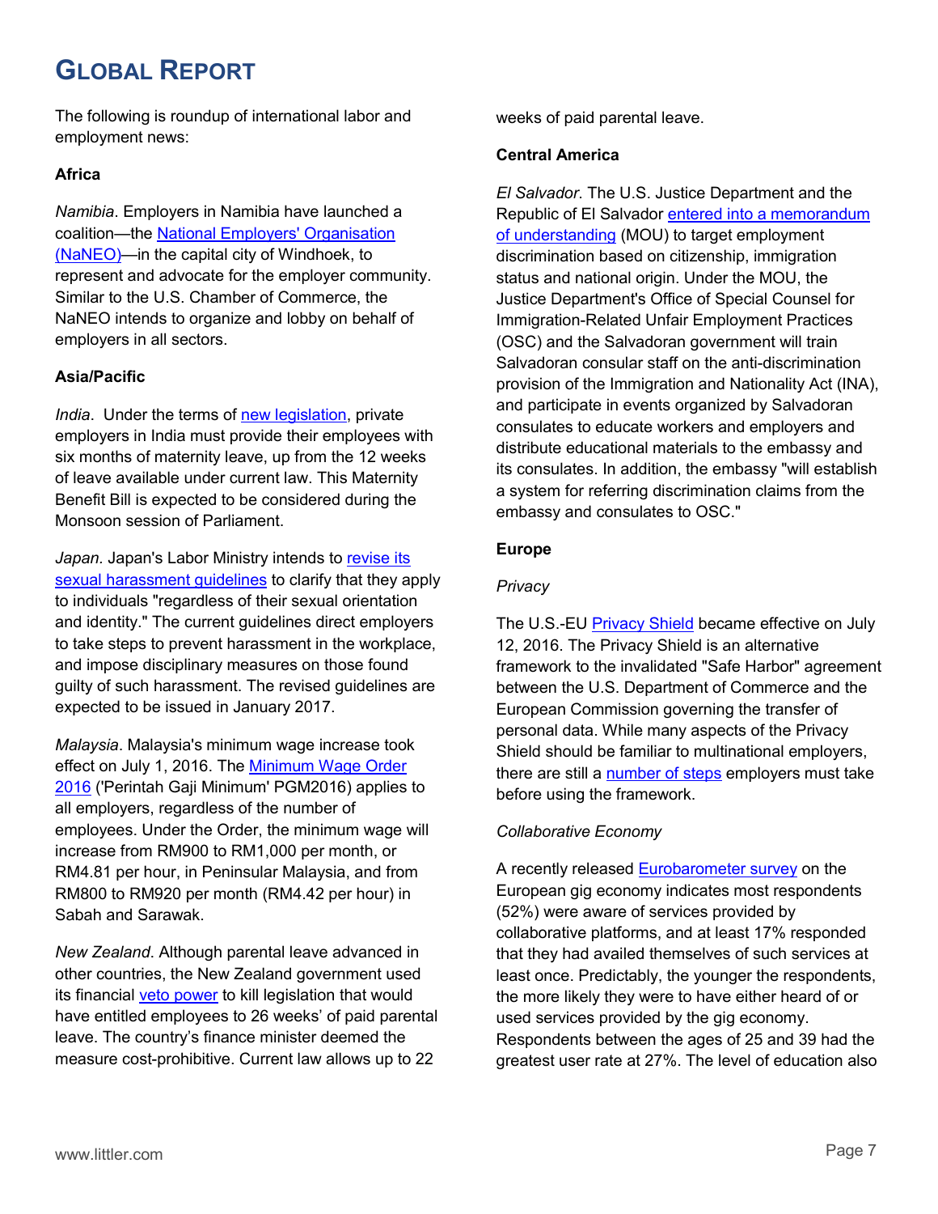# Global Report

The following is roundup of international labor and employment news:

**Africa**

*Namibia*. Employers in Namibia have launched a coalition—the National Employers' Organisation (NaNEO)—in the capital city of Windhoek, to represent and advocate for the employer community. Similar to the U.S. Chamber of Commerce, the NaNEO intends to organize and lobby on behalf of employers in all sectors.

**Asia/Pacific**

*India*. Under the terms of new legislation, private employers in India must provide their employees with six months of maternity leave, up from the 12 weeks of leave available under current law. This Maternity Benefit Bill is expected to be considered during the Monsoon session of Parliament.

*Japan*. Japan's Labor Ministry intends to revise its sexual harassment guidelines to clarify that they apply to individuals "regardless of their sexual orientation and identity." The current guidelines direct employers to take steps to prevent harassment in the workplace, and impose disciplinary measures on those found guilty of such harassment. The revised guidelines are expected to be issued in January 2017.

*Malaysia*. Malaysia's minimum wage increase took effect on July 1, 2016. The Minimum Wage Order 2016 ('Perintah Gaji Minimum' PGM2016) applies to all employers, regardless of the number of employees. Under the Order, the minimum wage will increase from RM900 to RM1,000 per month, or RM4.81 per hour, in Peninsular Malaysia, and from RM800 to RM920 per month (RM4.42 per hour) in Sabah and Sarawak.

*New Zealand*. Although parental leave advanced in other countries, the New Zealand government used its financial veto power to kill legislation that would have entitled employees to 26 weeks' of paid parental leave. The country's finance minister deemed the measure cost-prohibitive. Current law allows up to 22 weeks of paid parental leave.

**Central America**

*El Salvador*. The U.S. Justice Department and the Republic of El Salvador entered into a memorandum of understanding (MOU) to target employment discrimination based on citizenship, immigration status and national origin. Under the MOU, the Justice Department's Office of Special Counsel for Immigration-Related Unfair Employment Practices (OSC) and the Salvadoran government will train Salvadoran consular staff on the anti-discrimination provision of the Immigration and Nationality Act (INA), and participate in events organized by Salvadoran consulates to educate workers and employers and distribute educational materials to the embassy and its consulates. In addition, the embassy "will establish a system for referring discrimination claims from the embassy and consulates to OSC."

**Europe**

*Privacy*

The U.S.-EU Privacy Shield became effective on July 12, 2016. The Privacy Shield is an alternative framework to the invalidated "Safe Harbor" agreement between the U.S. Department of Commerce and the European Commission governing the transfer of personal data. While many aspects of the Privacy Shield should be familiar to multinational employers, there are still a number of steps employers must take before using the framework.

*Collaborative Economy*

A recently released Eurobarometer survey on the European gig economy indicates most respondents (52%) were aware of services provided by collaborative platforms, and at least 17% responded that they had availed themselves of such services at least once. Predictably, the younger the respondents, the more likely they were to have either heard of or used services provided by the gig economy. Respondents between the ages of 25 and 39 had the greatest user rate at 27%. The level of education also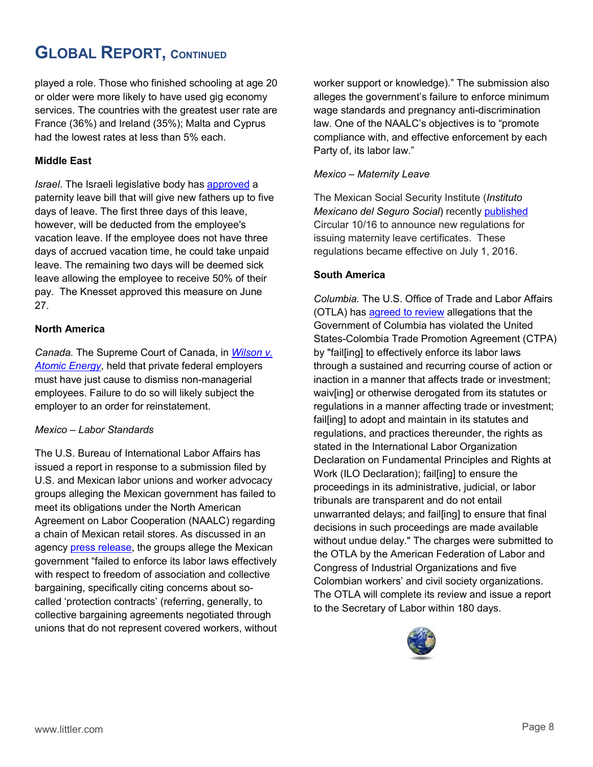# Global Report, Continued

played a role. Those who finished schooling at age 20 or older were more likely to have used gig economy services. The countries with the greatest user rate are France (36%) and Ireland (35%); Malta and Cyprus had the lowest rates at less than 5% each.

**Middle East**

*Israel*. The Israeli legislative body has approved a paternity leave bill that will give new fathers up to five days of leave. The first three days of this leave, however, will be deducted from the employee's vacation leave. If the employee does not have three days of accrued vacation time, he could take unpaid leave. The remaining two days will be deemed sick leave allowing the employee to receive 50% of their pay. The Knesset approved this measure on June 27.

**North America**

*Canada.* The Supreme Court of Canada, in *Wilson v. Atomic Energy*, held that private federal employers must have just cause to dismiss non-managerial employees. Failure to do so will likely subject the employer to an order for reinstatement.

*Mexico – Labor Standards*

The U.S. Bureau of International Labor Affairs has issued a report in response to a submission filed by U.S. and Mexican labor unions and worker advocacy groups alleging the Mexican government has failed to meet its obligations under the North American Agreement on Labor Cooperation (NAALC) regarding a chain of Mexican retail stores. As discussed in an agency press release, the groups allege the Mexican government "failed to enforce its labor laws effectively with respect to freedom of association and collective bargaining, specifically citing concerns about so-called 'protection contracts' (referring, generally, to collective bargaining agreements negotiated through unions that do not represent covered workers, without worker support or knowledge)." The submission also alleges the government's failure to enforce minimum wage standards and pregnancy anti-discrimination law. One of the NAALC's objectives is to "promote compliance with, and effective enforcement by each Party of, its labor law."

*Mexico – Maternity Leave*

The Mexican Social Security Institute (*Instituto Mexicano del Seguro Social*) recently published Circular 10/16 to announce new regulations for issuing maternity leave certificates. These regulations became effective on July 1, 2016.

**South America**

*Columbia.* The U.S. Office of Trade and Labor Affairs (OTLA) has agreed to review allegations that the Government of Columbia has violated the United States-Colombia Trade Promotion Agreement (CTPA) by "fail[ing] to effectively enforce its labor laws through a sustained and recurring course of action or inaction in a manner that affects trade or investment; waiv[ing] or otherwise derogated from its statutes or regulations in a manner affecting trade or investment; fail[ing] to adopt and maintain in its statutes and regulations, and practices thereunder, the rights as stated in the International Labor Organization Declaration on Fundamental Principles and Rights at Work (ILO Declaration); fail[ing] to ensure the proceedings in its administrative, judicial, or labor tribunals are transparent and do not entail unwarranted delays; and fail[ing] to ensure that final decisions in such proceedings are made available without undue delay." The charges were submitted to the OTLA by the American Federation of Labor and Congress of Industrial Organizations and five Colombian workers' and civil society organizations. The OTLA will complete its review and issue a report to the Secretary of Labor within 180 days.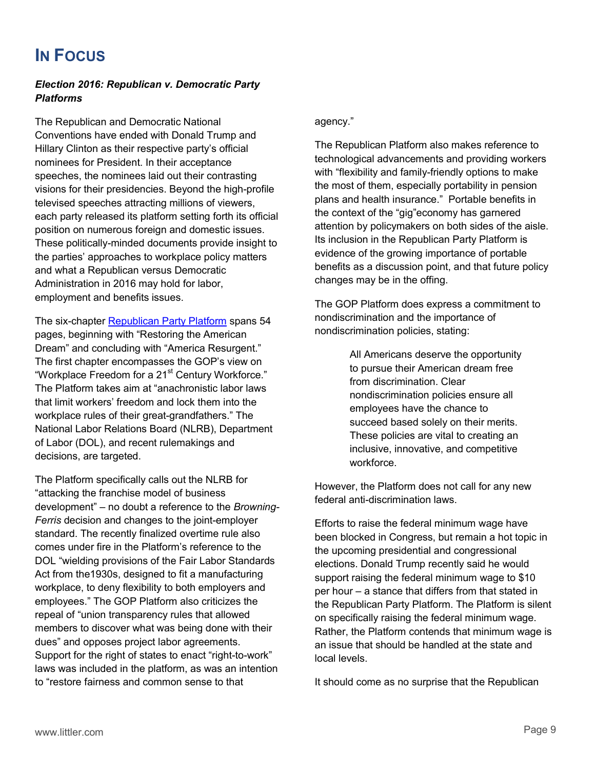# In Focus

***Election 2016: Republican v. Democratic Party Platforms***

The Republican and Democratic National Conventions have ended with Donald Trump and Hillary Clinton as their respective party's official nominees for President. In their acceptance speeches, the nominees laid out their contrasting visions for their presidencies. Beyond the high-profile televised speeches attracting millions of viewers, each party released its platform setting forth its official position on numerous foreign and domestic issues. These politically-minded documents provide insight to the parties' approaches to workplace policy matters and what a Republican versus Democratic Administration in 2016 may hold for labor, employment and benefits issues.

The six-chapter [Republican Party Platform] spans 54 pages, beginning with "Restoring the American Dream" and concluding with "America Resurgent." The first chapter encompasses the GOP's view on "Workplace Freedom for a 21st Century Workforce." The Platform takes aim at "anachronistic labor laws that limit workers' freedom and lock them into the workplace rules of their great-grandfathers." The National Labor Relations Board (NLRB), Department of Labor (DOL), and recent rulemakings and decisions, are targeted.

The Platform specifically calls out the NLRB for "attacking the franchise model of business development" – no doubt a reference to the *Browning-Ferris* decision and changes to the joint-employer standard. The recently finalized overtime rule also comes under fire in the Platform's reference to the DOL "wielding provisions of the Fair Labor Standards Act from the1930s, designed to fit a manufacturing workplace, to deny flexibility to both employers and employees." The GOP Platform also criticizes the repeal of "union transparency rules that allowed members to discover what was being done with their dues" and opposes project labor agreements. Support for the right of states to enact "right-to-work" laws was included in the platform, as was an intention to "restore fairness and common sense to that agency."

The Republican Platform also makes reference to technological advancements and providing workers with "flexibility and family-friendly options to make the most of them, especially portability in pension plans and health insurance." Portable benefits in the context of the "gig"economy has garnered attention by policymakers on both sides of the aisle. Its inclusion in the Republican Party Platform is evidence of the growing importance of portable benefits as a discussion point, and that future policy changes may be in the offing.

The GOP Platform does express a commitment to nondiscrimination and the importance of nondiscrimination policies, stating:

> All Americans deserve the opportunity to pursue their American dream free from discrimination. Clear nondiscrimination policies ensure all employees have the chance to succeed based solely on their merits. These policies are vital to creating an inclusive, innovative, and competitive workforce.

However, the Platform does not call for any new federal anti-discrimination laws.

Efforts to raise the federal minimum wage have been blocked in Congress, but remain a hot topic in the upcoming presidential and congressional elections. Donald Trump recently said he would support raising the federal minimum wage to $10 per hour – a stance that differs from that stated in the Republican Party Platform. The Platform is silent on specifically raising the federal minimum wage. Rather, the Platform contends that minimum wage is an issue that should be handled at the state and local levels.

It should come as no surprise that the Republican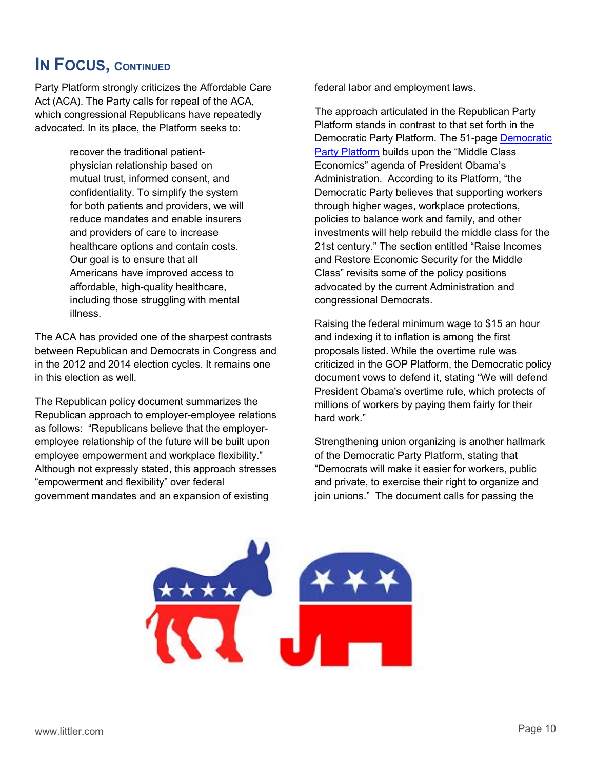## In Focus, continued

Party Platform strongly criticizes the Affordable Care Act (ACA). The Party calls for repeal of the ACA, which congressional Republicans have repeatedly advocated. In its place, the Platform seeks to:

> recover the traditional patient-physician relationship based on mutual trust, informed consent, and confidentiality. To simplify the system for both patients and providers, we will reduce mandates and enable insurers and providers of care to increase healthcare options and contain costs. Our goal is to ensure that all Americans have improved access to affordable, high-quality healthcare, including those struggling with mental illness.

The ACA has provided one of the sharpest contrasts between Republican and Democrats in Congress and in the 2012 and 2014 election cycles. It remains one in this election as well.

The Republican policy document summarizes the Republican approach to employer-employee relations as follows: "Republicans believe that the employer-employee relationship of the future will be built upon employee empowerment and workplace flexibility." Although not expressly stated, this approach stresses "empowerment and flexibility" over federal government mandates and an expansion of existing federal labor and employment laws.

The approach articulated in the Republican Party Platform stands in contrast to that set forth in the Democratic Party Platform. The 51-page Democratic Party Platform builds upon the "Middle Class Economics" agenda of President Obama's Administration. According to its Platform, "the Democratic Party believes that supporting workers through higher wages, workplace protections, policies to balance work and family, and other investments will help rebuild the middle class for the 21st century." The section entitled "Raise Incomes and Restore Economic Security for the Middle Class" revisits some of the policy positions advocated by the current Administration and congressional Democrats.

Raising the federal minimum wage to $15 an hour and indexing it to inflation is among the first proposals listed. While the overtime rule was criticized in the GOP Platform, the Democratic policy document vows to defend it, stating "We will defend President Obama's overtime rule, which protects of millions of workers by paying them fairly for their hard work."

Strengthening union organizing is another hallmark of the Democratic Party Platform, stating that "Democrats will make it easier for workers, public and private, to exercise their right to organize and join unions." The document calls for passing the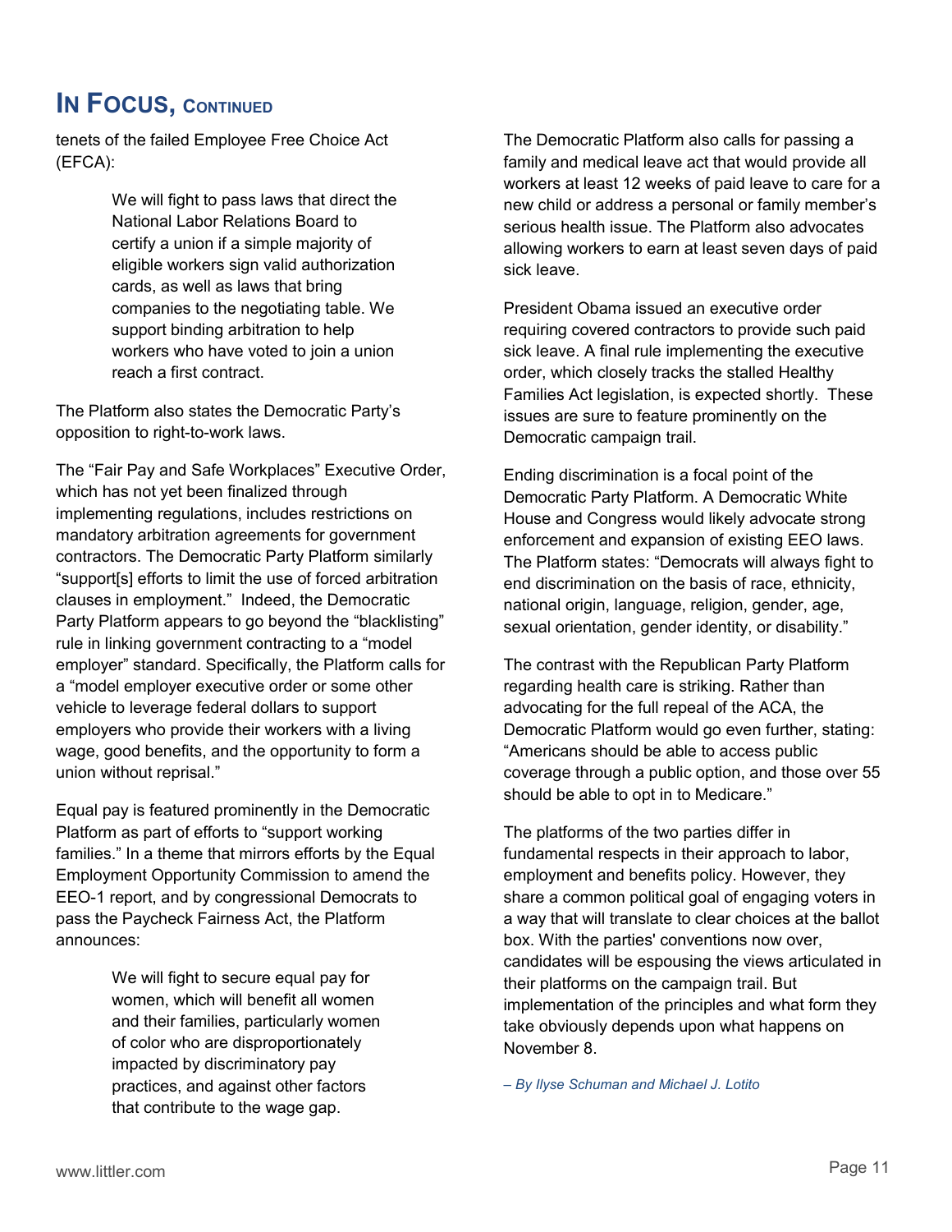## In Focus, Continued

tenets of the failed Employee Free Choice Act (EFCA):

> We will fight to pass laws that direct the National Labor Relations Board to certify a union if a simple majority of eligible workers sign valid authorization cards, as well as laws that bring companies to the negotiating table. We support binding arbitration to help workers who have voted to join a union reach a first contract.

The Platform also states the Democratic Party's opposition to right-to-work laws.

The "Fair Pay and Safe Workplaces" Executive Order, which has not yet been finalized through implementing regulations, includes restrictions on mandatory arbitration agreements for government contractors. The Democratic Party Platform similarly "support[s] efforts to limit the use of forced arbitration clauses in employment." Indeed, the Democratic Party Platform appears to go beyond the "blacklisting" rule in linking government contracting to a "model employer" standard. Specifically, the Platform calls for a "model employer executive order or some other vehicle to leverage federal dollars to support employers who provide their workers with a living wage, good benefits, and the opportunity to form a union without reprisal."

Equal pay is featured prominently in the Democratic Platform as part of efforts to "support working families." In a theme that mirrors efforts by the Equal Employment Opportunity Commission to amend the EEO-1 report, and by congressional Democrats to pass the Paycheck Fairness Act, the Platform announces:

> We will fight to secure equal pay for women, which will benefit all women and their families, particularly women of color who are disproportionately impacted by discriminatory pay practices, and against other factors that contribute to the wage gap.

The Democratic Platform also calls for passing a family and medical leave act that would provide all workers at least 12 weeks of paid leave to care for a new child or address a personal or family member's serious health issue. The Platform also advocates allowing workers to earn at least seven days of paid sick leave.

President Obama issued an executive order requiring covered contractors to provide such paid sick leave. A final rule implementing the executive order, which closely tracks the stalled Healthy Families Act legislation, is expected shortly. These issues are sure to feature prominently on the Democratic campaign trail.

Ending discrimination is a focal point of the Democratic Party Platform. A Democratic White House and Congress would likely advocate strong enforcement and expansion of existing EEO laws. The Platform states: "Democrats will always fight to end discrimination on the basis of race, ethnicity, national origin, language, religion, gender, age, sexual orientation, gender identity, or disability."

The contrast with the Republican Party Platform regarding health care is striking. Rather than advocating for the full repeal of the ACA, the Democratic Platform would go even further, stating: "Americans should be able to access public coverage through a public option, and those over 55 should be able to opt in to Medicare."

The platforms of the two parties differ in fundamental respects in their approach to labor, employment and benefits policy. However, they share a common political goal of engaging voters in a way that will translate to clear choices at the ballot box. With the parties' conventions now over, candidates will be espousing the views articulated in their platforms on the campaign trail. But implementation of the principles and what form they take obviously depends upon what happens on November 8.

*– By Ilyse Schuman and Michael J. Lotito*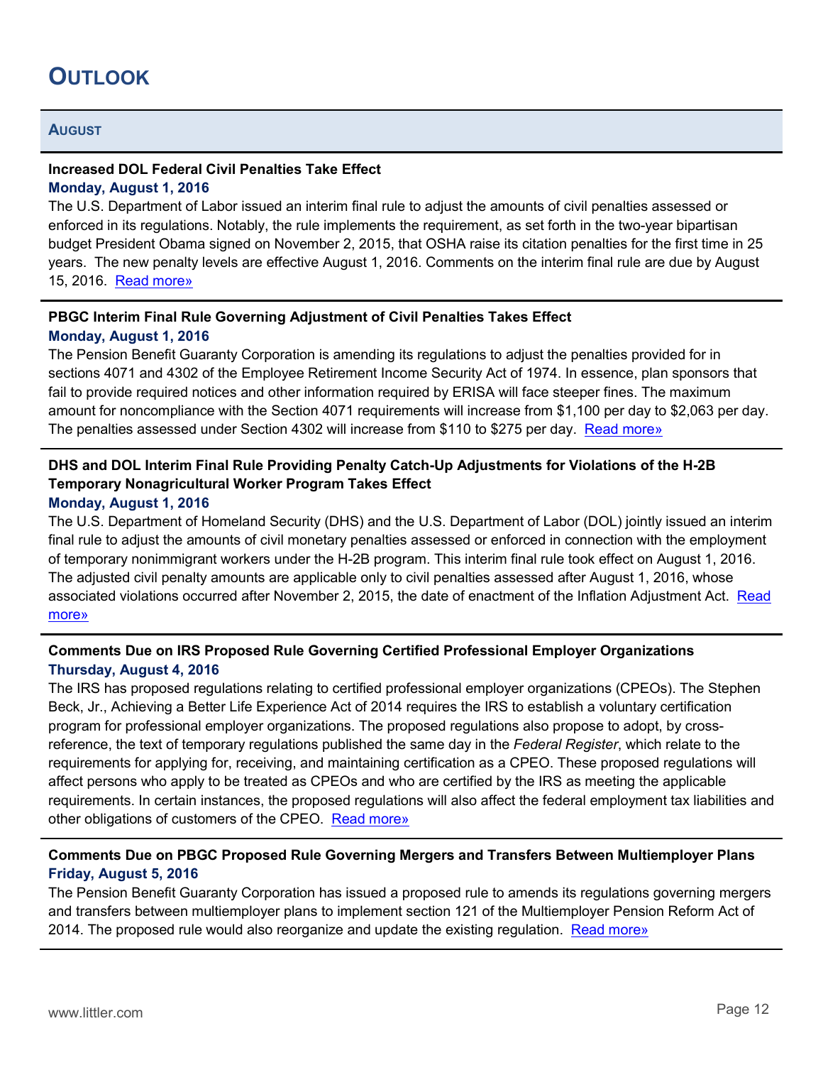# OUTLOOK

## AUGUST

### Increased DOL Federal Civil Penalties Take Effect

**Monday, August 1, 2016**

The U.S. Department of Labor issued an interim final rule to adjust the amounts of civil penalties assessed or enforced in its regulations. Notably, the rule implements the requirement, as set forth in the two-year bipartisan budget President Obama signed on November 2, 2015, that OSHA raise its citation penalties for the first time in 25 years. The new penalty levels are effective August 1, 2016. Comments on the interim final rule are due by August 15, 2016. Read more»

### PBGC Interim Final Rule Governing Adjustment of Civil Penalties Takes Effect

**Monday, August 1, 2016**

The Pension Benefit Guaranty Corporation is amending its regulations to adjust the penalties provided for in sections 4071 and 4302 of the Employee Retirement Income Security Act of 1974. In essence, plan sponsors that fail to provide required notices and other information required by ERISA will face steeper fines. The maximum amount for noncompliance with the Section 4071 requirements will increase from $1,100 per day to $2,063 per day. The penalties assessed under Section 4302 will increase from $110 to $275 per day. Read more»

### DHS and DOL Interim Final Rule Providing Penalty Catch-Up Adjustments for Violations of the H-2B Temporary Nonagricultural Worker Program Takes Effect

**Monday, August 1, 2016**

The U.S. Department of Homeland Security (DHS) and the U.S. Department of Labor (DOL) jointly issued an interim final rule to adjust the amounts of civil monetary penalties assessed or enforced in connection with the employment of temporary nonimmigrant workers under the H-2B program. This interim final rule took effect on August 1, 2016. The adjusted civil penalty amounts are applicable only to civil penalties assessed after August 1, 2016, whose associated violations occurred after November 2, 2015, the date of enactment of the Inflation Adjustment Act. Read more»

### Comments Due on IRS Proposed Rule Governing Certified Professional Employer Organizations

**Thursday, August 4, 2016**

The IRS has proposed regulations relating to certified professional employer organizations (CPEOs). The Stephen Beck, Jr., Achieving a Better Life Experience Act of 2014 requires the IRS to establish a voluntary certification program for professional employer organizations. The proposed regulations also propose to adopt, by cross-reference, the text of temporary regulations published the same day in the *Federal Register*, which relate to the requirements for applying for, receiving, and maintaining certification as a CPEO. These proposed regulations will affect persons who apply to be treated as CPEOs and who are certified by the IRS as meeting the applicable requirements. In certain instances, the proposed regulations will also affect the federal employment tax liabilities and other obligations of customers of the CPEO. Read more»

### Comments Due on PBGC Proposed Rule Governing Mergers and Transfers Between Multiemployer Plans

**Friday, August 5, 2016**

The Pension Benefit Guaranty Corporation has issued a proposed rule to amends its regulations governing mergers and transfers between multiemployer plans to implement section 121 of the Multiemployer Pension Reform Act of 2014. The proposed rule would also reorganize and update the existing regulation. Read more»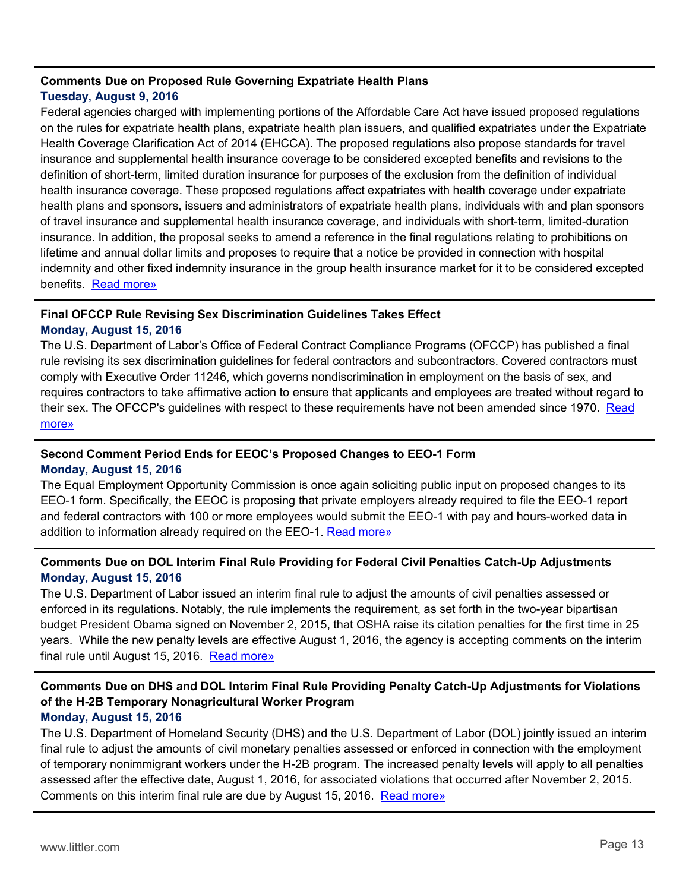### Comments Due on Proposed Rule Governing Expatriate Health Plans

**Tuesday, August 9, 2016**

Federal agencies charged with implementing portions of the Affordable Care Act have issued proposed regulations on the rules for expatriate health plans, expatriate health plan issuers, and qualified expatriates under the Expatriate Health Coverage Clarification Act of 2014 (EHCCA). The proposed regulations also propose standards for travel insurance and supplemental health insurance coverage to be considered excepted benefits and revisions to the definition of short-term, limited duration insurance for purposes of the exclusion from the definition of individual health insurance coverage. These proposed regulations affect expatriates with health coverage under expatriate health plans and sponsors, issuers and administrators of expatriate health plans, individuals with and plan sponsors of travel insurance and supplemental health insurance coverage, and individuals with short-term, limited-duration insurance. In addition, the proposal seeks to amend a reference in the final regulations relating to prohibitions on lifetime and annual dollar limits and proposes to require that a notice be provided in connection with hospital indemnity and other fixed indemnity insurance in the group health insurance market for it to be considered excepted benefits. Read more»

### Final OFCCP Rule Revising Sex Discrimination Guidelines Takes Effect

**Monday, August 15, 2016**

The U.S. Department of Labor's Office of Federal Contract Compliance Programs (OFCCP) has published a final rule revising its sex discrimination guidelines for federal contractors and subcontractors. Covered contractors must comply with Executive Order 11246, which governs nondiscrimination in employment on the basis of sex, and requires contractors to take affirmative action to ensure that applicants and employees are treated without regard to their sex. The OFCCP's guidelines with respect to these requirements have not been amended since 1970. Read more»

### Second Comment Period Ends for EEOC's Proposed Changes to EEO-1 Form

**Monday, August 15, 2016**

The Equal Employment Opportunity Commission is once again soliciting public input on proposed changes to its EEO-1 form. Specifically, the EEOC is proposing that private employers already required to file the EEO-1 report and federal contractors with 100 or more employees would submit the EEO-1 with pay and hours-worked data in addition to information already required on the EEO-1. Read more»

### Comments Due on DOL Interim Final Rule Providing for Federal Civil Penalties Catch-Up Adjustments

**Monday, August 15, 2016**

The U.S. Department of Labor issued an interim final rule to adjust the amounts of civil penalties assessed or enforced in its regulations. Notably, the rule implements the requirement, as set forth in the two-year bipartisan budget President Obama signed on November 2, 2015, that OSHA raise its citation penalties for the first time in 25 years. While the new penalty levels are effective August 1, 2016, the agency is accepting comments on the interim final rule until August 15, 2016. Read more»

### Comments Due on DHS and DOL Interim Final Rule Providing Penalty Catch-Up Adjustments for Violations of the H-2B Temporary Nonagricultural Worker Program

**Monday, August 15, 2016**

The U.S. Department of Homeland Security (DHS) and the U.S. Department of Labor (DOL) jointly issued an interim final rule to adjust the amounts of civil monetary penalties assessed or enforced in connection with the employment of temporary nonimmigrant workers under the H-2B program. The increased penalty levels will apply to all penalties assessed after the effective date, August 1, 2016, for associated violations that occurred after November 2, 2015. Comments on this interim final rule are due by August 15, 2016. Read more»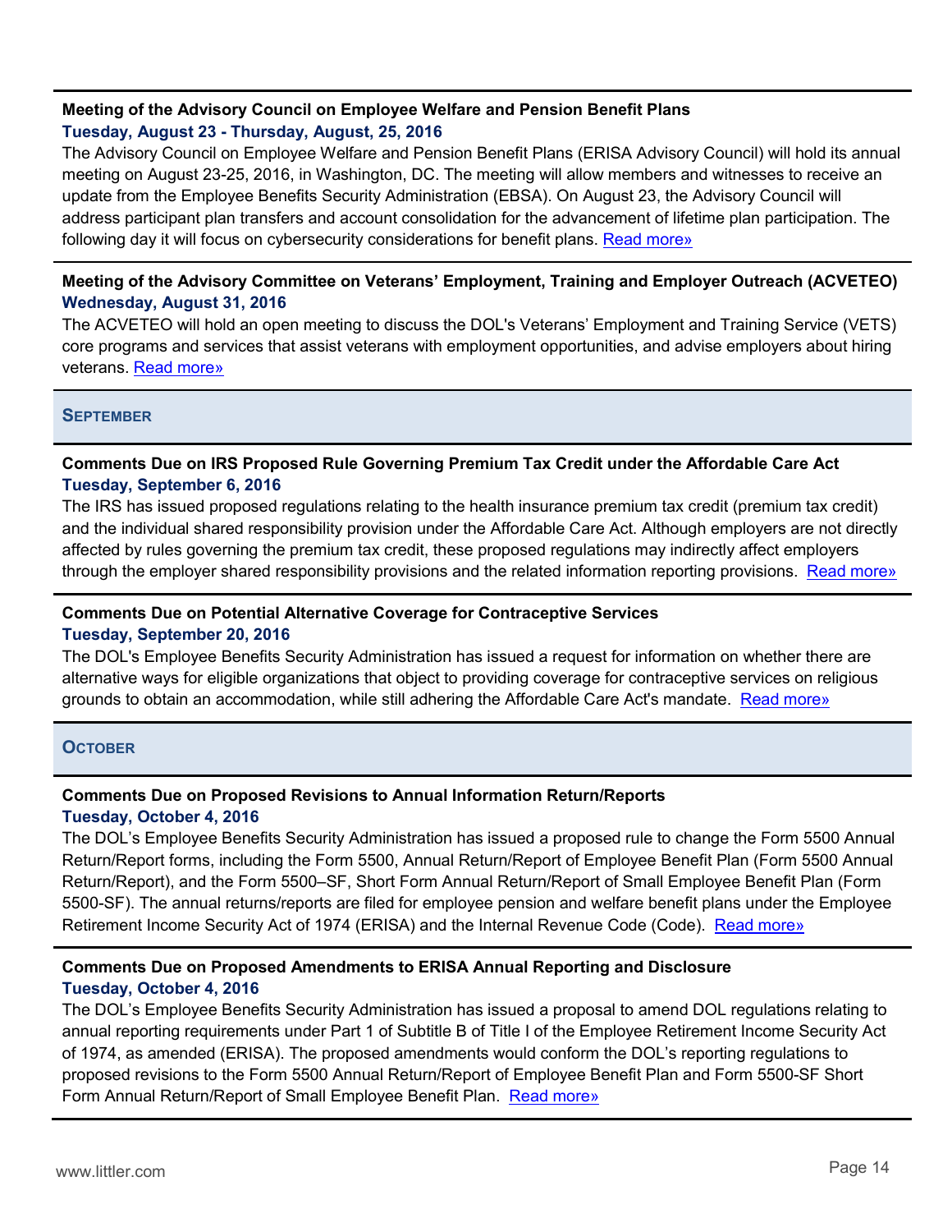### Meeting of the Advisory Council on Employee Welfare and Pension Benefit Plans

**Tuesday, August 23 - Thursday, August, 25, 2016**

The Advisory Council on Employee Welfare and Pension Benefit Plans (ERISA Advisory Council) will hold its annual meeting on August 23-25, 2016, in Washington, DC. The meeting will allow members and witnesses to receive an update from the Employee Benefits Security Administration (EBSA). On August 23, the Advisory Council will address participant plan transfers and account consolidation for the advancement of lifetime plan participation. The following day it will focus on cybersecurity considerations for benefit plans. Read more»

### Meeting of the Advisory Committee on Veterans' Employment, Training and Employer Outreach (ACVETEO)

**Wednesday, August 31, 2016**

The ACVETEO will hold an open meeting to discuss the DOL's Veterans' Employment and Training Service (VETS) core programs and services that assist veterans with employment opportunities, and advise employers about hiring veterans. Read more»

## SEPTEMBER

### Comments Due on IRS Proposed Rule Governing Premium Tax Credit under the Affordable Care Act

**Tuesday, September 6, 2016**

The IRS has issued proposed regulations relating to the health insurance premium tax credit (premium tax credit) and the individual shared responsibility provision under the Affordable Care Act. Although employers are not directly affected by rules governing the premium tax credit, these proposed regulations may indirectly affect employers through the employer shared responsibility provisions and the related information reporting provisions. Read more»

### Comments Due on Potential Alternative Coverage for Contraceptive Services

**Tuesday, September 20, 2016**

The DOL's Employee Benefits Security Administration has issued a request for information on whether there are alternative ways for eligible organizations that object to providing coverage for contraceptive services on religious grounds to obtain an accommodation, while still adhering the Affordable Care Act's mandate. Read more»

## OCTOBER

### Comments Due on Proposed Revisions to Annual Information Return/Reports

**Tuesday, October 4, 2016**

The DOL's Employee Benefits Security Administration has issued a proposed rule to change the Form 5500 Annual Return/Report forms, including the Form 5500, Annual Return/Report of Employee Benefit Plan (Form 5500 Annual Return/Report), and the Form 5500–SF, Short Form Annual Return/Report of Small Employee Benefit Plan (Form 5500-SF). The annual returns/reports are filed for employee pension and welfare benefit plans under the Employee Retirement Income Security Act of 1974 (ERISA) and the Internal Revenue Code (Code). Read more»

### Comments Due on Proposed Amendments to ERISA Annual Reporting and Disclosure

**Tuesday, October 4, 2016**

The DOL's Employee Benefits Security Administration has issued a proposal to amend DOL regulations relating to annual reporting requirements under Part 1 of Subtitle B of Title I of the Employee Retirement Income Security Act of 1974, as amended (ERISA). The proposed amendments would conform the DOL's reporting regulations to proposed revisions to the Form 5500 Annual Return/Report of Employee Benefit Plan and Form 5500-SF Short Form Annual Return/Report of Small Employee Benefit Plan. Read more»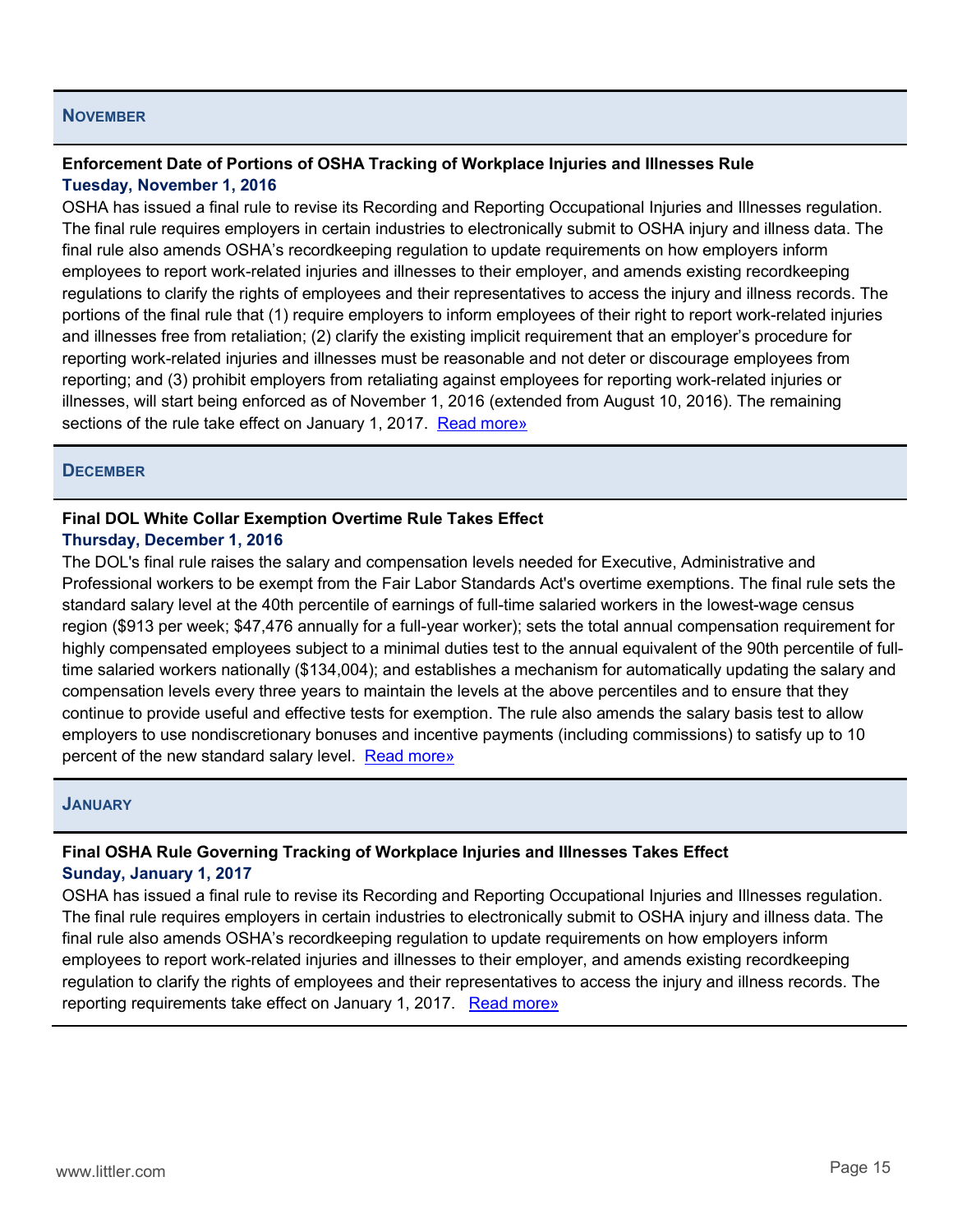## November

**Enforcement Date of Portions of OSHA Tracking of Workplace Injuries and Illnesses Rule**
**Tuesday, November 1, 2016**

OSHA has issued a final rule to revise its Recording and Reporting Occupational Injuries and Illnesses regulation. The final rule requires employers in certain industries to electronically submit to OSHA injury and illness data. The final rule also amends OSHA's recordkeeping regulation to update requirements on how employers inform employees to report work-related injuries and illnesses to their employer, and amends existing recordkeeping regulations to clarify the rights of employees and their representatives to access the injury and illness records. The portions of the final rule that (1) require employers to inform employees of their right to report work-related injuries and illnesses free from retaliation; (2) clarify the existing implicit requirement that an employer's procedure for reporting work-related injuries and illnesses must be reasonable and not deter or discourage employees from reporting; and (3) prohibit employers from retaliating against employees for reporting work-related injuries or illnesses, will start being enforced as of November 1, 2016 (extended from August 10, 2016). The remaining sections of the rule take effect on January 1, 2017. Read more»

## December

**Final DOL White Collar Exemption Overtime Rule Takes Effect**
**Thursday, December 1, 2016**

The DOL's final rule raises the salary and compensation levels needed for Executive, Administrative and Professional workers to be exempt from the Fair Labor Standards Act's overtime exemptions. The final rule sets the standard salary level at the 40th percentile of earnings of full-time salaried workers in the lowest-wage census region ($913 per week; $47,476 annually for a full-year worker); sets the total annual compensation requirement for highly compensated employees subject to a minimal duties test to the annual equivalent of the 90th percentile of full-time salaried workers nationally ($134,004); and establishes a mechanism for automatically updating the salary and compensation levels every three years to maintain the levels at the above percentiles and to ensure that they continue to provide useful and effective tests for exemption. The rule also amends the salary basis test to allow employers to use nondiscretionary bonuses and incentive payments (including commissions) to satisfy up to 10 percent of the new standard salary level. Read more»

## January

**Final OSHA Rule Governing Tracking of Workplace Injuries and Illnesses Takes Effect**
**Sunday, January 1, 2017**

OSHA has issued a final rule to revise its Recording and Reporting Occupational Injuries and Illnesses regulation. The final rule requires employers in certain industries to electronically submit to OSHA injury and illness data. The final rule also amends OSHA's recordkeeping regulation to update requirements on how employers inform employees to report work-related injuries and illnesses to their employer, and amends existing recordkeeping regulation to clarify the rights of employees and their representatives to access the injury and illness records. The reporting requirements take effect on January 1, 2017. Read more»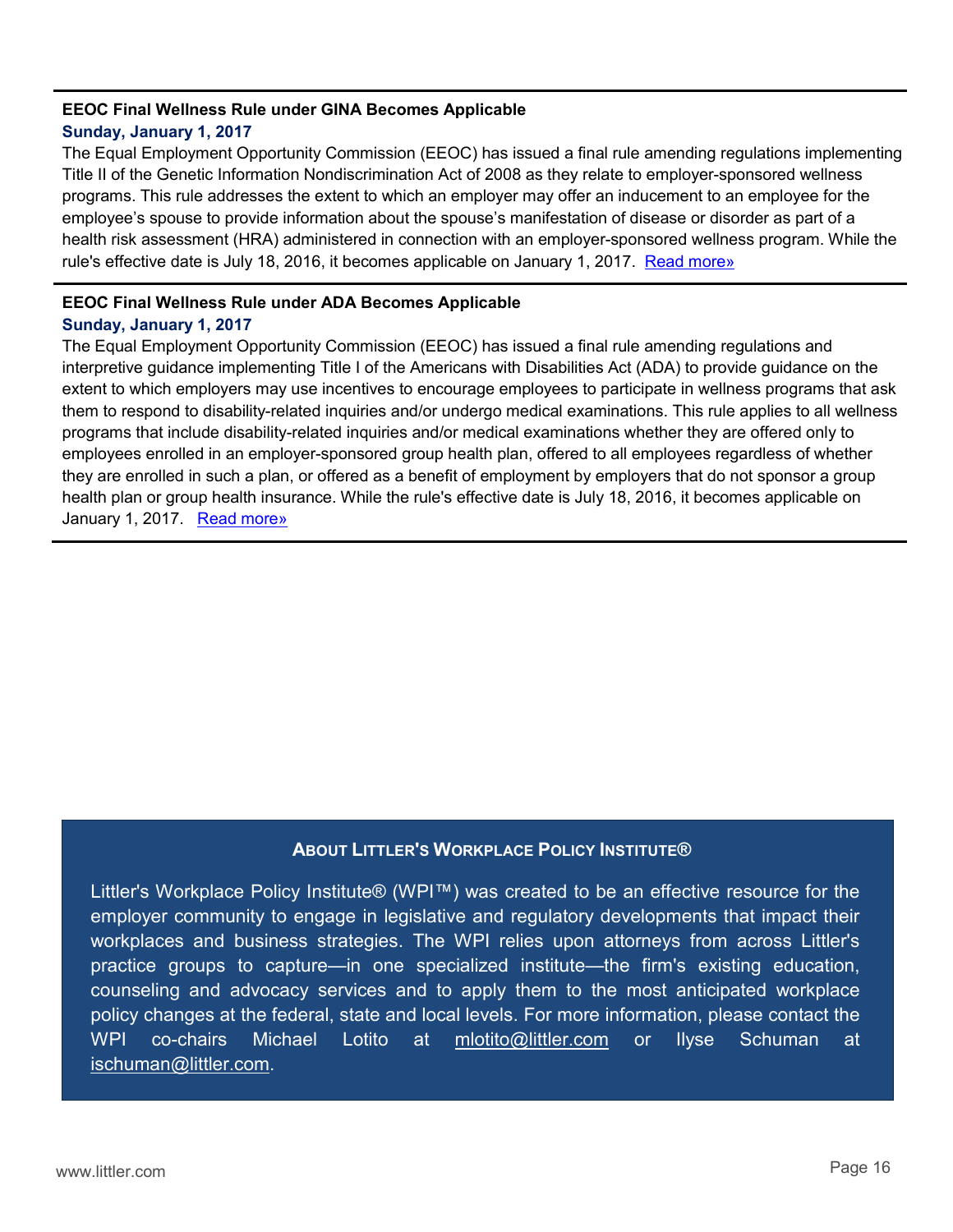**EEOC Final Wellness Rule under GINA Becomes Applicable**

**Sunday, January 1, 2017**

The Equal Employment Opportunity Commission (EEOC) has issued a final rule amending regulations implementing Title II of the Genetic Information Nondiscrimination Act of 2008 as they relate to employer-sponsored wellness programs. This rule addresses the extent to which an employer may offer an inducement to an employee for the employee's spouse to provide information about the spouse's manifestation of disease or disorder as part of a health risk assessment (HRA) administered in connection with an employer-sponsored wellness program. While the rule's effective date is July 18, 2016, it becomes applicable on January 1, 2017. Read more»

---

**EEOC Final Wellness Rule under ADA Becomes Applicable**

**Sunday, January 1, 2017**

The Equal Employment Opportunity Commission (EEOC) has issued a final rule amending regulations and interpretive guidance implementing Title I of the Americans with Disabilities Act (ADA) to provide guidance on the extent to which employers may use incentives to encourage employees to participate in wellness programs that ask them to respond to disability-related inquiries and/or undergo medical examinations. This rule applies to all wellness programs that include disability-related inquiries and/or medical examinations whether they are offered only to employees enrolled in an employer-sponsored group health plan, offered to all employees regardless of whether they are enrolled in such a plan, or offered as a benefit of employment by employers that do not sponsor a group health plan or group health insurance. While the rule's effective date is July 18, 2016, it becomes applicable on January 1, 2017. Read more»

---

## About Littler's Workplace Policy Institute®

Littler's Workplace Policy Institute® (WPI™) was created to be an effective resource for the employer community to engage in legislative and regulatory developments that impact their workplaces and business strategies. The WPI relies upon attorneys from across Littler's practice groups to capture—in one specialized institute—the firm's existing education, counseling and advocacy services and to apply them to the most anticipated workplace policy changes at the federal, state and local levels. For more information, please contact the WPI co-chairs Michael Lotito at mlotito@littler.com or Ilyse Schuman at ischuman@littler.com.